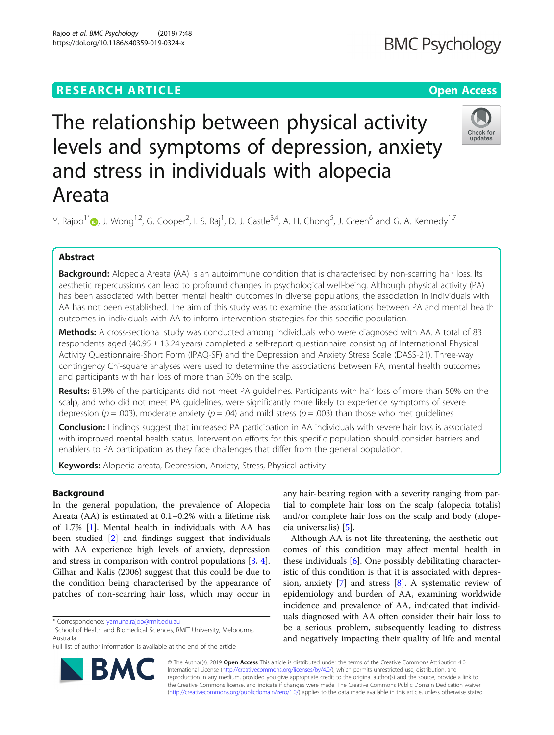# The relationship between physical activity levels and symptoms of depression, anxiety and stress in individuals with alopecia Areata

Y. Rajoo[1*], J. Wong[1,2], G. Cooper[2], I. S. Raj[1], D. J. Castle[3,4], A. H. Chong[5], J. Green[6] and G. A. Kennedy[1,7]

## Abstract

**Background:** Alopecia Areata (AA) is an autoimmune condition that is characterised by non-scarring hair loss. Its aesthetic repercussions can lead to profound changes in psychological well-being. Although physical activity (PA) has been associated with better mental health outcomes in diverse populations, the association in individuals with AA has not been established. The aim of this study was to examine the associations between PA and mental health outcomes in individuals with AA to inform intervention strategies for this specific population.

**Methods:** A cross-sectional study was conducted among individuals who were diagnosed with AA. A total of 83 respondents aged (40.95 ± 13.24 years) completed a self-report questionnaire consisting of International Physical Activity Questionnaire-Short Form (IPAQ-SF) and the Depression and Anxiety Stress Scale (DASS-21). Three-way contingency Chi-square analyses were used to determine the associations between PA, mental health outcomes and participants with hair loss of more than 50% on the scalp.

**Results:** 81.9% of the participants did not meet PA guidelines. Participants with hair loss of more than 50% on the scalp, and who did not meet PA guidelines, were significantly more likely to experience symptoms of severe depression ($p = .003$), moderate anxiety ($p = .04$) and mild stress ($p = .003$) than those who met guidelines

**Conclusion:** Findings suggest that increased PA participation in AA individuals with severe hair loss is associated with improved mental health status. Intervention efforts for this specific population should consider barriers and enablers to PA participation as they face challenges that differ from the general population.

**Keywords:** Alopecia areata, Depression, Anxiety, Stress, Physical activity

## Background

In the general population, the prevalence of Alopecia Areata (AA) is estimated at 0.1–0.2% with a lifetime risk of 1.7% [1]. Mental health in individuals with AA has been studied [2] and findings suggest that individuals with AA experience high levels of anxiety, depression and stress in comparison with control populations [3, 4]. Gilhar and Kalis (2006) suggest that this could be due to the condition being characterised by the appearance of patches of non-scarring hair loss, which may occur in any hair-bearing region with a severity ranging from partial to complete hair loss on the scalp (alopecia totalis) and/or complete hair loss on the scalp and body (alopecia universalis) [5].

Although AA is not life-threatening, the aesthetic outcomes of this condition may affect mental health in these individuals [6]. One possibly debilitating characteristic of this condition is that it is associated with depression, anxiety [7] and stress [8]. A systematic review of epidemiology and burden of AA, examining worldwide incidence and prevalence of AA, indicated that individuals diagnosed with AA often consider their hair loss to be a serious problem, subsequently leading to distress and negatively impacting their quality of life and mental

\* Correspondence: yamuna.rajoo@rmit.edu.au
[1]School of Health and Biomedical Sciences, RMIT University, Melbourne, Australia
Full list of author information is available at the end of the article

© The Author(s). 2019 **Open Access** This article is distributed under the terms of the Creative Commons Attribution 4.0 International License (http://creativecommons.org/licenses/by/4.0/), which permits unrestricted use, distribution, and reproduction in any medium, provided you give appropriate credit to the original author(s) and the source, provide a link to the Creative Commons license, and indicate if changes were made. The Creative Commons Public Domain Dedication waiver (http://creativecommons.org/publicdomain/zero/1.0/) applies to the data made available in this article, unless otherwise stated.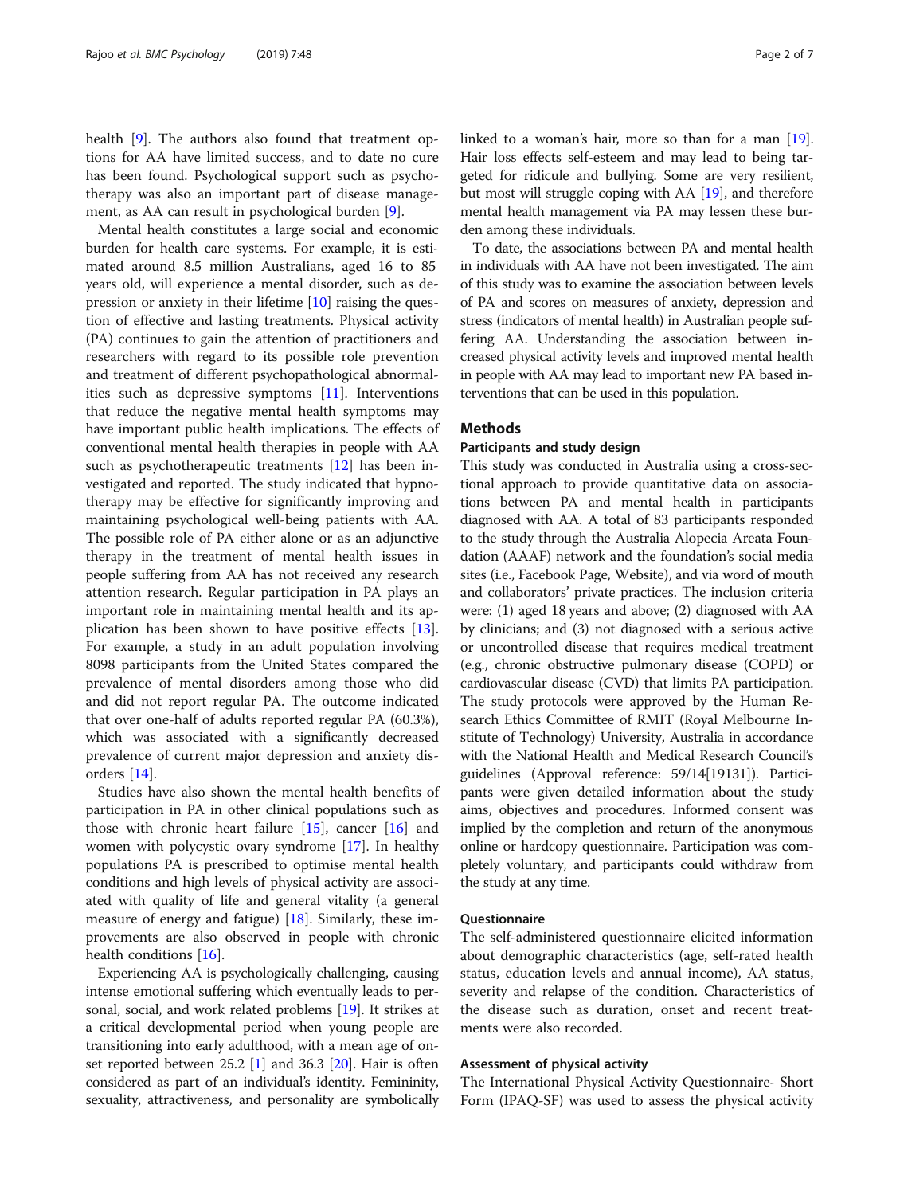health [9]. The authors also found that treatment options for AA have limited success, and to date no cure has been found. Psychological support such as psychotherapy was also an important part of disease management, as AA can result in psychological burden [9].

Mental health constitutes a large social and economic burden for health care systems. For example, it is estimated around 8.5 million Australians, aged 16 to 85 years old, will experience a mental disorder, such as depression or anxiety in their lifetime [10] raising the question of effective and lasting treatments. Physical activity (PA) continues to gain the attention of practitioners and researchers with regard to its possible role prevention and treatment of different psychopathological abnormalities such as depressive symptoms [11]. Interventions that reduce the negative mental health symptoms may have important public health implications. The effects of conventional mental health therapies in people with AA such as psychotherapeutic treatments [12] has been investigated and reported. The study indicated that hypnotherapy may be effective for significantly improving and maintaining psychological well-being patients with AA. The possible role of PA either alone or as an adjunctive therapy in the treatment of mental health issues in people suffering from AA has not received any research attention research. Regular participation in PA plays an important role in maintaining mental health and its application has been shown to have positive effects [13]. For example, a study in an adult population involving 8098 participants from the United States compared the prevalence of mental disorders among those who did and did not report regular PA. The outcome indicated that over one-half of adults reported regular PA (60.3%), which was associated with a significantly decreased prevalence of current major depression and anxiety disorders [14].

Studies have also shown the mental health benefits of participation in PA in other clinical populations such as those with chronic heart failure [15], cancer [16] and women with polycystic ovary syndrome [17]. In healthy populations PA is prescribed to optimise mental health conditions and high levels of physical activity are associated with quality of life and general vitality (a general measure of energy and fatigue) [18]. Similarly, these improvements are also observed in people with chronic health conditions [16].

Experiencing AA is psychologically challenging, causing intense emotional suffering which eventually leads to personal, social, and work related problems [19]. It strikes at a critical developmental period when young people are transitioning into early adulthood, with a mean age of onset reported between 25.2 [1] and 36.3 [20]. Hair is often considered as part of an individual's identity. Femininity, sexuality, attractiveness, and personality are symbolically linked to a woman's hair, more so than for a man [19]. Hair loss effects self-esteem and may lead to being targeted for ridicule and bullying. Some are very resilient, but most will struggle coping with AA [19], and therefore mental health management via PA may lessen these burden among these individuals.

To date, the associations between PA and mental health in individuals with AA have not been investigated. The aim of this study was to examine the association between levels of PA and scores on measures of anxiety, depression and stress (indicators of mental health) in Australian people suffering AA. Understanding the association between increased physical activity levels and improved mental health in people with AA may lead to important new PA based interventions that can be used in this population.

## Methods

### Participants and study design

This study was conducted in Australia using a cross-sectional approach to provide quantitative data on associations between PA and mental health in participants diagnosed with AA. A total of 83 participants responded to the study through the Australia Alopecia Areata Foundation (AAAF) network and the foundation's social media sites (i.e., Facebook Page, Website), and via word of mouth and collaborators' private practices. The inclusion criteria were: (1) aged 18 years and above; (2) diagnosed with AA by clinicians; and (3) not diagnosed with a serious active or uncontrolled disease that requires medical treatment (e.g., chronic obstructive pulmonary disease (COPD) or cardiovascular disease (CVD) that limits PA participation. The study protocols were approved by the Human Research Ethics Committee of RMIT (Royal Melbourne Institute of Technology) University, Australia in accordance with the National Health and Medical Research Council's guidelines (Approval reference: 59/14[19131]). Participants were given detailed information about the study aims, objectives and procedures. Informed consent was implied by the completion and return of the anonymous online or hardcopy questionnaire. Participation was completely voluntary, and participants could withdraw from the study at any time.

### Questionnaire

The self-administered questionnaire elicited information about demographic characteristics (age, self-rated health status, education levels and annual income), AA status, severity and relapse of the condition. Characteristics of the disease such as duration, onset and recent treatments were also recorded.

### Assessment of physical activity

The International Physical Activity Questionnaire- Short Form (IPAQ-SF) was used to assess the physical activity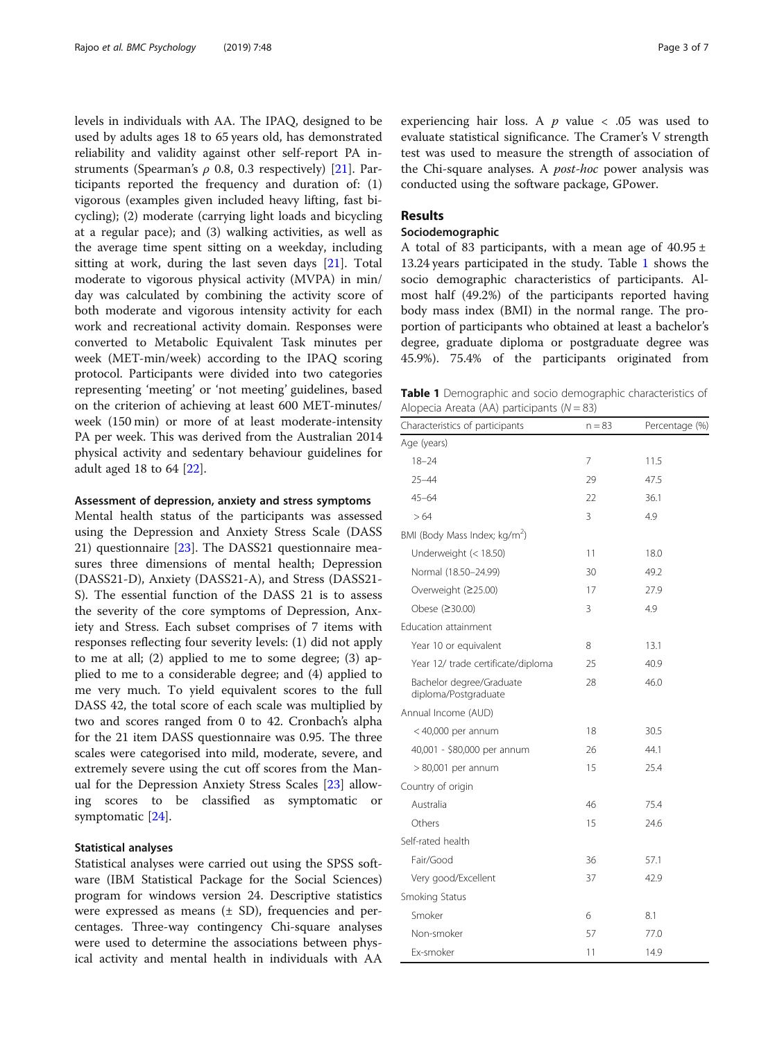levels in individuals with AA. The IPAQ, designed to be used by adults ages 18 to 65 years old, has demonstrated reliability and validity against other self-report PA instruments (Spearman's $\rho$ 0.8, 0.3 respectively) [21]. Participants reported the frequency and duration of: (1) vigorous (examples given included heavy lifting, fast bicycling); (2) moderate (carrying light loads and bicycling at a regular pace); and (3) walking activities, as well as the average time spent sitting on a weekday, including sitting at work, during the last seven days [21]. Total moderate to vigorous physical activity (MVPA) in min/day was calculated by combining the activity score of both moderate and vigorous intensity activity for each work and recreational activity domain. Responses were converted to Metabolic Equivalent Task minutes per week (MET-min/week) according to the IPAQ scoring protocol. Participants were divided into two categories representing 'meeting' or 'not meeting' guidelines, based on the criterion of achieving at least 600 MET-minutes/week (150 min) or more of at least moderate-intensity PA per week. This was derived from the Australian 2014 physical activity and sedentary behaviour guidelines for adult aged 18 to 64 [22].

#### Assessment of depression, anxiety and stress symptoms

Mental health status of the participants was assessed using the Depression and Anxiety Stress Scale (DASS 21) questionnaire [23]. The DASS21 questionnaire measures three dimensions of mental health; Depression (DASS21-D), Anxiety (DASS21-A), and Stress (DASS21-S). The essential function of the DASS 21 is to assess the severity of the core symptoms of Depression, Anxiety and Stress. Each subset comprises of 7 items with responses reflecting four severity levels: (1) did not apply to me at all; (2) applied to me to some degree; (3) applied to me to a considerable degree; and (4) applied to me very much. To yield equivalent scores to the full DASS 42, the total score of each scale was multiplied by two and scores ranged from 0 to 42. Cronbach's alpha for the 21 item DASS questionnaire was 0.95. The three scales were categorised into mild, moderate, severe, and extremely severe using the cut off scores from the Manual for the Depression Anxiety Stress Scales [23] allowing scores to be classified as symptomatic or symptomatic [24].

#### Statistical analyses

Statistical analyses were carried out using the SPSS software (IBM Statistical Package for the Social Sciences) program for windows version 24. Descriptive statistics were expressed as means (± SD), frequencies and percentages. Three-way contingency Chi-square analyses were used to determine the associations between physical activity and mental health in individuals with AA experiencing hair loss. A $p$ value < .05 was used to evaluate statistical significance. The Cramer's V strength test was used to measure the strength of association of the Chi-square analyses. A *post-hoc* power analysis was conducted using the software package, GPower.

## Results

### Sociodemographic

A total of 83 participants, with a mean age of 40.95 ± 13.24 years participated in the study. Table 1 shows the socio demographic characteristics of participants. Almost half (49.2%) of the participants reported having body mass index (BMI) in the normal range. The proportion of participants who obtained at least a bachelor's degree, graduate diploma or postgraduate degree was 45.9%). 75.4% of the participants originated from

**Table 1** Demographic and socio demographic characteristics of Alopecia Areata (AA) participants ($N = 83$)

| Characteristics of participants | n = 83 | Percentage (%) |
|---|---|---|
| Age (years) | | |
| 18–24 | 7 | 11.5 |
| 25–44 | 29 | 47.5 |
| 45–64 | 22 | 36.1 |
| > 64 | 3 | 4.9 |
| BMI (Body Mass Index; kg/m$^2$) | | |
| Underweight (< 18.50) | 11 | 18.0 |
| Normal (18.50–24.99) | 30 | 49.2 |
| Overweight (≥25.00) | 17 | 27.9 |
| Obese (≥30.00) | 3 | 4.9 |
| Education attainment | | |
| Year 10 or equivalent | 8 | 13.1 |
| Year 12/ trade certificate/diploma | 25 | 40.9 |
| Bachelor degree/Graduate diploma/Postgraduate | 28 | 46.0 |
| Annual Income (AUD) | | |
| < 40,000 per annum | 18 | 30.5 |
| 40,001 - $80,000 per annum | 26 | 44.1 |
| > 80,001 per annum | 15 | 25.4 |
| Country of origin | | |
| Australia | 46 | 75.4 |
| Others | 15 | 24.6 |
| Self-rated health | | |
| Fair/Good | 36 | 57.1 |
| Very good/Excellent | 37 | 42.9 |
| Smoking Status | | |
| Smoker | 6 | 8.1 |
| Non-smoker | 57 | 77.0 |
| Ex-smoker | 11 | 14.9 |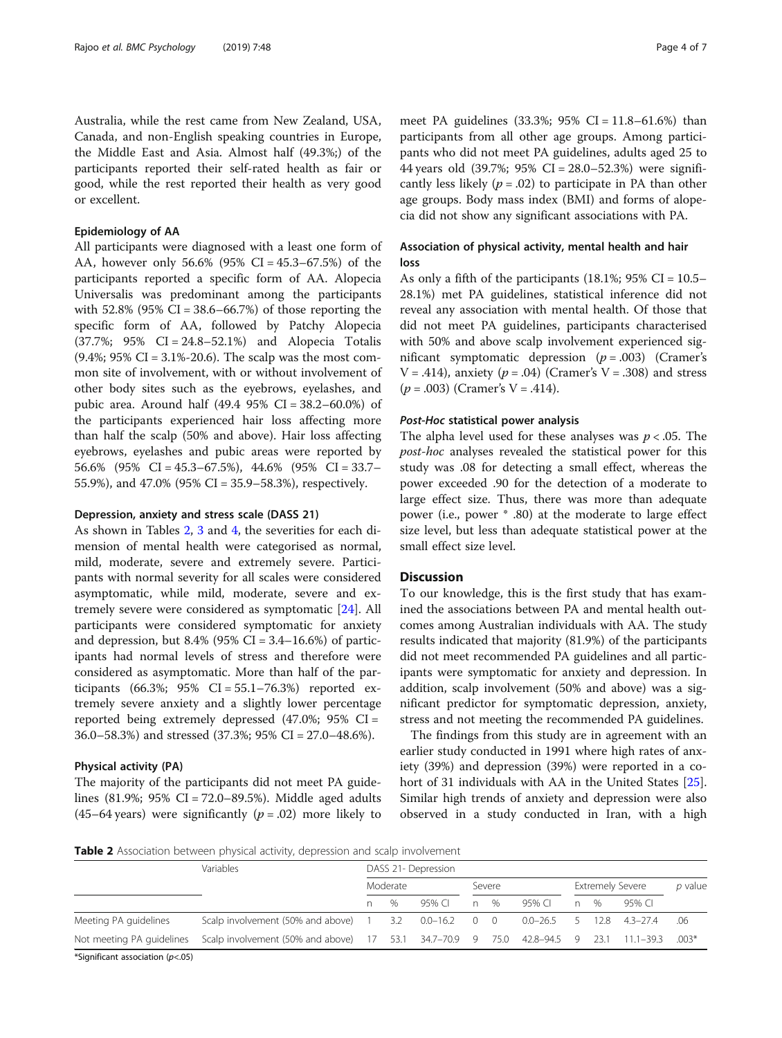Australia, while the rest came from New Zealand, USA, Canada, and non-English speaking countries in Europe, the Middle East and Asia. Almost half (49.3%;) of the participants reported their self-rated health as fair or good, while the rest reported their health as very good or excellent.

### Epidemiology of AA

All participants were diagnosed with a least one form of AA, however only 56.6% (95% CI = 45.3–67.5%) of the participants reported a specific form of AA. Alopecia Universalis was predominant among the participants with 52.8% (95% CI = 38.6–66.7%) of those reporting the specific form of AA, followed by Patchy Alopecia (37.7%; 95% CI = 24.8–52.1%) and Alopecia Totalis (9.4%; 95% CI = 3.1%-20.6). The scalp was the most common site of involvement, with or without involvement of other body sites such as the eyebrows, eyelashes, and pubic area. Around half (49.4 95% CI = 38.2–60.0%) of the participants experienced hair loss affecting more than half the scalp (50% and above). Hair loss affecting eyebrows, eyelashes and pubic areas were reported by 56.6% (95% CI = 45.3–67.5%), 44.6% (95% CI = 33.7–55.9%), and 47.0% (95% CI = 35.9–58.3%), respectively.

### Depression, anxiety and stress scale (DASS 21)

As shown in Tables 2, 3 and 4, the severities for each dimension of mental health were categorised as normal, mild, moderate, severe and extremely severe. Participants with normal severity for all scales were considered asymptomatic, while mild, moderate, severe and extremely severe were considered as symptomatic [24]. All participants were considered symptomatic for anxiety and depression, but 8.4% (95% CI = 3.4–16.6%) of participants had normal levels of stress and therefore were considered as asymptomatic. More than half of the participants (66.3%; 95% CI = 55.1–76.3%) reported extremely severe anxiety and a slightly lower percentage reported being extremely depressed (47.0%; 95% CI = 36.0–58.3%) and stressed (37.3%; 95% CI = 27.0–48.6%).

### Physical activity (PA)

The majority of the participants did not meet PA guidelines (81.9%; 95% CI = 72.0–89.5%). Middle aged adults (45–64 years) were significantly ($p = .02$) more likely to meet PA guidelines (33.3%; 95% CI = 11.8–61.6%) than participants from all other age groups. Among participants who did not meet PA guidelines, adults aged 25 to 44 years old (39.7%; 95% CI = 28.0–52.3%) were significantly less likely ($p = .02$) to participate in PA than other age groups. Body mass index (BMI) and forms of alopecia did not show any significant associations with PA.

### Association of physical activity, mental health and hair loss

As only a fifth of the participants (18.1%; 95% CI = 10.5–28.1%) met PA guidelines, statistical inference did not reveal any association with mental health. Of those that did not meet PA guidelines, participants characterised with 50% and above scalp involvement experienced significant symptomatic depression ($p = .003$) (Cramer's V = .414), anxiety ($p = .04$) (Cramer's V = .308) and stress ($p = .003$) (Cramer's V = .414).

#### *Post-Hoc* statistical power analysis

The alpha level used for these analyses was $p < .05$. The *post-hoc* analyses revealed the statistical power for this study was .08 for detecting a small effect, whereas the power exceeded .90 for the detection of a moderate to large effect size. Thus, there was more than adequate power (i.e., power * .80) at the moderate to large effect size level, but less than adequate statistical power at the small effect size level.

## Discussion

To our knowledge, this is the first study that has examined the associations between PA and mental health outcomes among Australian individuals with AA. The study results indicated that majority (81.9%) of the participants did not meet recommended PA guidelines and all participants were symptomatic for anxiety and depression. In addition, scalp involvement (50% and above) was a significant predictor for symptomatic depression, anxiety, stress and not meeting the recommended PA guidelines.

The findings from this study are in agreement with an earlier study conducted in 1991 where high rates of anxiety (39%) and depression (39%) were reported in a cohort of 31 individuals with AA in the United States [25]. Similar high trends of anxiety and depression were also observed in a study conducted in Iran, with a high

**Table 2** Association between physical activity, depression and scalp involvement

| Variables | | DASS 21- Depression | | | | | | | | | |
|---|---|---|---|---|---|---|---|---|---|---|---|
| | | Moderate | | | Severe | | | Extremely Severe | | | *p* value |
| | | n | % | 95% CI | n | % | 95% CI | n | % | 95% CI | |
| Meeting PA guidelines | Scalp involvement (50% and above) | 1 | 3.2 | 0.0–16.2 | 0 | 0 | 0.0–26.5 | 5 | 12.8 | 4.3–27.4 | .06 |
| Not meeting PA guidelines | Scalp involvement (50% and above) | 17 | 53.1 | 34.7–70.9 | 9 | 75.0 | 42.8–94.5 | 9 | 23.1 | 11.1–39.3 | .003* |

*Significant association ($p<.05$)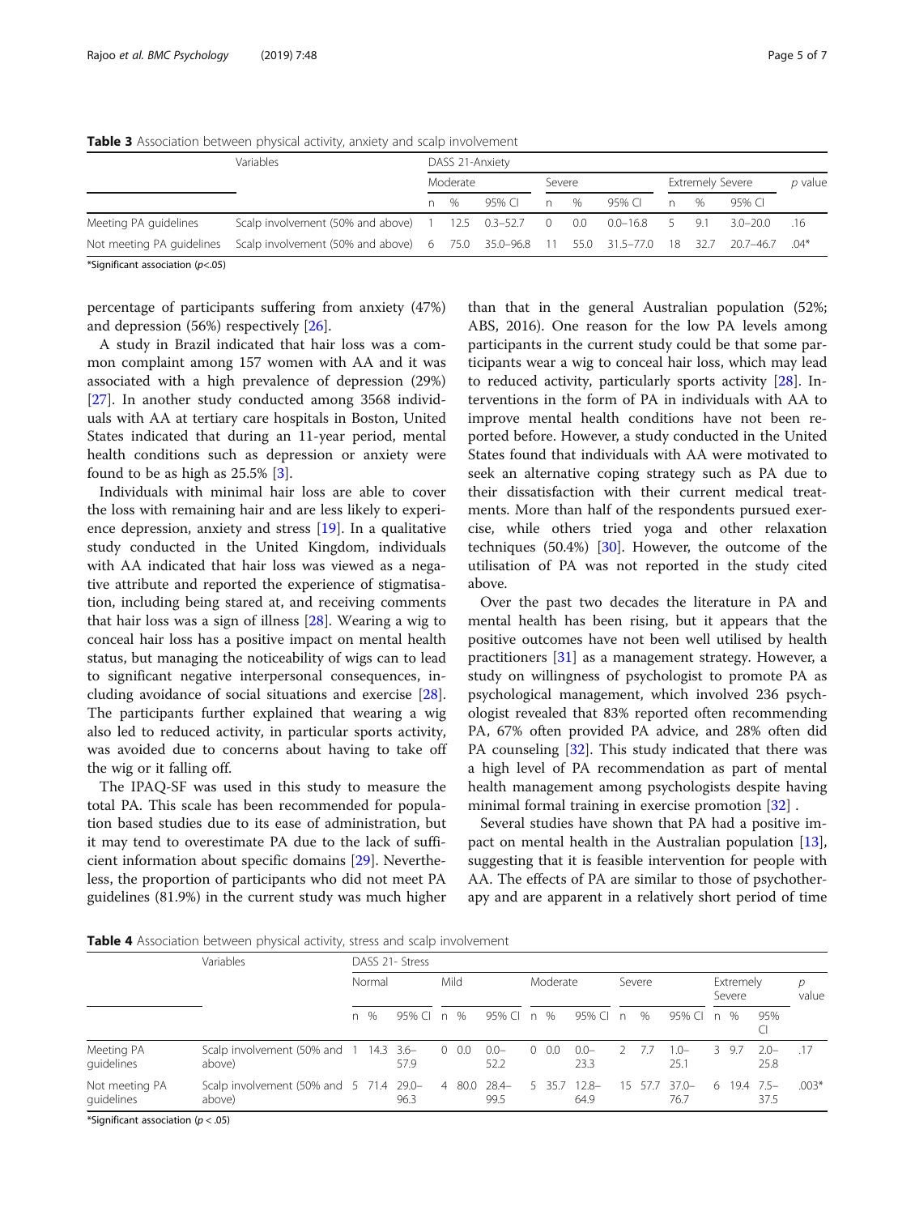**Table 3** Association between physical activity, anxiety and scalp involvement

| Variables | | DASS 21-Anxiety | | | | | | | | | |
|---|---|---|---|---|---|---|---|---|---|---|---|
| | | Moderate | | | Severe | | | Extremely Severe | | | *p* value |
| | | n | % | 95% CI | n | % | 95% CI | n | % | 95% CI | |
| Meeting PA guidelines | Scalp involvement (50% and above) | 1 | 12.5 | 0.3–52.7 | 0 | 0.0 | 0.0–16.8 | 5 | 9.1 | 3.0–20.0 | .16 |
| Not meeting PA guidelines | Scalp involvement (50% and above) | 6 | 75.0 | 35.0–96.8 | 11 | 55.0 | 31.5–77.0 | 18 | 32.7 | 20.7–46.7 | .04* |

*Significant association (*p*<.05)

percentage of participants suffering from anxiety (47%) and depression (56%) respectively [26].

A study in Brazil indicated that hair loss was a common complaint among 157 women with AA and it was associated with a high prevalence of depression (29%) [27]. In another study conducted among 3568 individuals with AA at tertiary care hospitals in Boston, United States indicated that during an 11-year period, mental health conditions such as depression or anxiety were found to be as high as 25.5% [3].

Individuals with minimal hair loss are able to cover the loss with remaining hair and are less likely to experience depression, anxiety and stress [19]. In a qualitative study conducted in the United Kingdom, individuals with AA indicated that hair loss was viewed as a negative attribute and reported the experience of stigmatisation, including being stared at, and receiving comments that hair loss was a sign of illness [28]. Wearing a wig to conceal hair loss has a positive impact on mental health status, but managing the noticeability of wigs can to lead to significant negative interpersonal consequences, including avoidance of social situations and exercise [28]. The participants further explained that wearing a wig also led to reduced activity, in particular sports activity, was avoided due to concerns about having to take off the wig or it falling off.

The IPAQ-SF was used in this study to measure the total PA. This scale has been recommended for population based studies due to its ease of administration, but it may tend to overestimate PA due to the lack of sufficient information about specific domains [29]. Nevertheless, the proportion of participants who did not meet PA guidelines (81.9%) in the current study was much higher than that in the general Australian population (52%; ABS, 2016). One reason for the low PA levels among participants in the current study could be that some participants wear a wig to conceal hair loss, which may lead to reduced activity, particularly sports activity [28]. Interventions in the form of PA in individuals with AA to improve mental health conditions have not been reported before. However, a study conducted in the United States found that individuals with AA were motivated to seek an alternative coping strategy such as PA due to their dissatisfaction with their current medical treatments. More than half of the respondents pursued exercise, while others tried yoga and other relaxation techniques (50.4%) [30]. However, the outcome of the utilisation of PA was not reported in the study cited above.

Over the past two decades the literature in PA and mental health has been rising, but it appears that the positive outcomes have not been well utilised by health practitioners [31] as a management strategy. However, a study on willingness of psychologist to promote PA as psychological management, which involved 236 psychologist revealed that 83% reported often recommending PA, 67% often provided PA advice, and 28% often did PA counseling [32]. This study indicated that there was a high level of PA recommendation as part of mental health management among psychologists despite having minimal formal training in exercise promotion [32] .

Several studies have shown that PA had a positive impact on mental health in the Australian population [13], suggesting that it is feasible intervention for people with AA. The effects of PA are similar to those of psychotherapy and are apparent in a relatively short period of time

**Table 4** Association between physical activity, stress and scalp involvement

| Variables | | DASS 21- Stress | | | | | | | | | | | | | | | |
|---|---|---|---|---|---|---|---|---|---|---|---|---|---|---|---|---|---|
| | | Normal | | | Mild | | | Moderate | | | Severe | | | Extremely Severe | | | *p* value |
| | | n | % | 95% CI | n | % | 95% CI | n | % | 95% CI | n | % | 95% CI | n | % | 95% CI | |
| Meeting PA guidelines | Scalp involvement (50% and above) | 1 | 14.3 | 3.6–57.9 | 0 | 0.0 | 0.0–52.2 | 0 | 0.0 | 0.0–23.3 | 2 | 7.7 | 1.0–25.1 | 3 | 9.7 | 2.0–25.8 | .17 |
| Not meeting PA guidelines | Scalp involvement (50% and above) | 5 | 71.4 | 29.0–96.3 | 4 | 80.0 | 28.4–99.5 | 5 | 35.7 | 12.8–64.9 | 15 | 57.7 | 37.0–76.7 | 6 | 19.4 | 7.5–37.5 | .003* |

*Significant association (*p* < .05)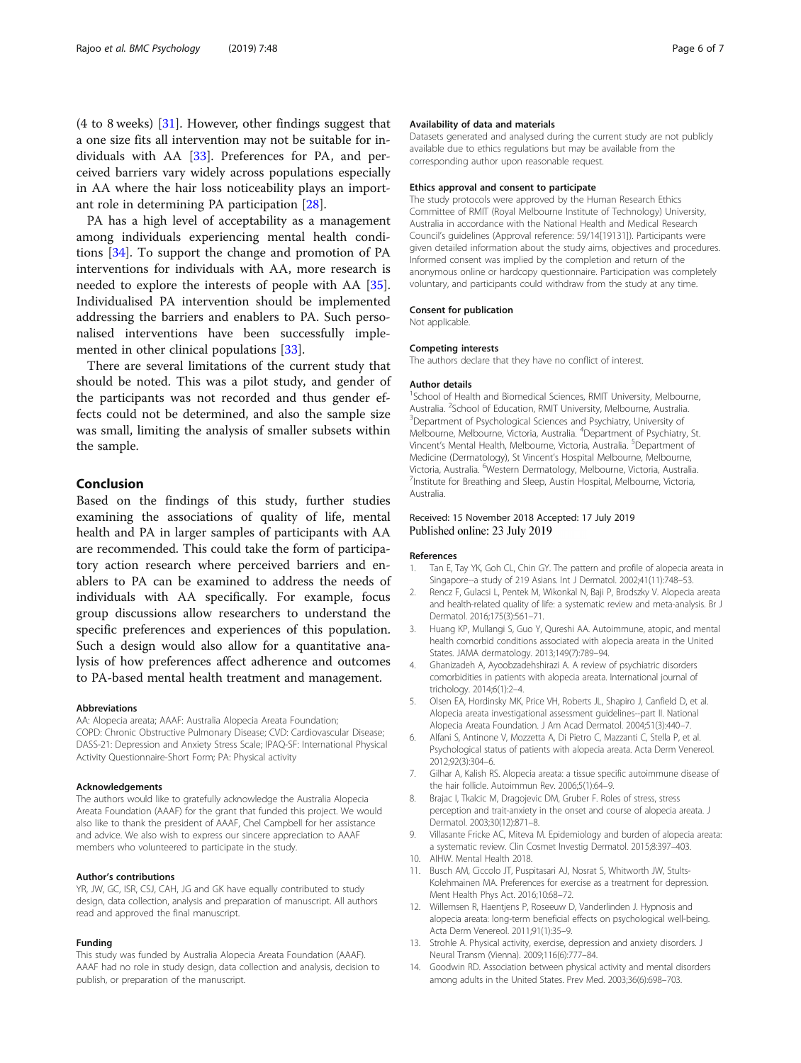(4 to 8 weeks) [31]. However, other findings suggest that a one size fits all intervention may not be suitable for individuals with AA [33]. Preferences for PA, and perceived barriers vary widely across populations especially in AA where the hair loss noticeability plays an important role in determining PA participation [28].

PA has a high level of acceptability as a management among individuals experiencing mental health conditions [34]. To support the change and promotion of PA interventions for individuals with AA, more research is needed to explore the interests of people with AA [35]. Individualised PA intervention should be implemented addressing the barriers and enablers to PA. Such personalised interventions have been successfully implemented in other clinical populations [33].

There are several limitations of the current study that should be noted. This was a pilot study, and gender of the participants was not recorded and thus gender effects could not be determined, and also the sample size was small, limiting the analysis of smaller subsets within the sample.

## Conclusion

Based on the findings of this study, further studies examining the associations of quality of life, mental health and PA in larger samples of participants with AA are recommended. This could take the form of participatory action research where perceived barriers and enablers to PA can be examined to address the needs of individuals with AA specifically. For example, focus group discussions allow researchers to understand the specific preferences and experiences of this population. Such a design would also allow for a quantitative analysis of how preferences affect adherence and outcomes to PA-based mental health treatment and management.

#### Abbreviations

AA: Alopecia areata; AAAF: Australia Alopecia Areata Foundation; COPD: Chronic Obstructive Pulmonary Disease; CVD: Cardiovascular Disease; DASS-21: Depression and Anxiety Stress Scale; IPAQ-SF: International Physical Activity Questionnaire-Short Form; PA: Physical activity

#### Acknowledgements

The authors would like to gratefully acknowledge the Australia Alopecia Areata Foundation (AAAF) for the grant that funded this project. We would also like to thank the president of AAAF, Chel Campbell for her assistance and advice. We also wish to express our sincere appreciation to AAAF members who volunteered to participate in the study.

#### Author's contributions

YR, JW, GC, ISR, CSJ, CAH, JG and GK have equally contributed to study design, data collection, analysis and preparation of manuscript. All authors read and approved the final manuscript.

#### Funding

This study was funded by Australia Alopecia Areata Foundation (AAAF). AAAF had no role in study design, data collection and analysis, decision to publish, or preparation of the manuscript.

#### Availability of data and materials

Datasets generated and analysed during the current study are not publicly available due to ethics regulations but may be available from the corresponding author upon reasonable request.

#### Ethics approval and consent to participate

The study protocols were approved by the Human Research Ethics Committee of RMIT (Royal Melbourne Institute of Technology) University, Australia in accordance with the National Health and Medical Research Council's guidelines (Approval reference: 59/14[19131]). Participants were given detailed information about the study aims, objectives and procedures. Informed consent was implied by the completion and return of the anonymous online or hardcopy questionnaire. Participation was completely voluntary, and participants could withdraw from the study at any time.

#### Consent for publication

Not applicable.

#### Competing interests

The authors declare that they have no conflict of interest.

#### Author details

[1]School of Health and Biomedical Sciences, RMIT University, Melbourne, Australia. [2]School of Education, RMIT University, Melbourne, Australia. [3]Department of Psychological Sciences and Psychiatry, University of Melbourne, Melbourne, Victoria, Australia. [4]Department of Psychiatry, St. Vincent's Mental Health, Melbourne, Victoria, Australia. [5]Department of Medicine (Dermatology), St Vincent's Hospital Melbourne, Melbourne, Victoria, Australia. [6]Western Dermatology, Melbourne, Victoria, Australia. [7]Institute for Breathing and Sleep, Austin Hospital, Melbourne, Victoria, Australia.

Received: 15 November 2018 Accepted: 17 July 2019
Published online: 23 July 2019

#### References

1. Tan E, Tay YK, Goh CL, Chin GY. The pattern and profile of alopecia areata in Singapore--a study of 219 Asians. Int J Dermatol. 2002;41(11):748–53.
2. Rencz F, Gulacsi L, Pentek M, Wikonkal N, Baji P, Brodszky V. Alopecia areata and health-related quality of life: a systematic review and meta-analysis. Br J Dermatol. 2016;175(3):561–71.
3. Huang KP, Mullangi S, Guo Y, Qureshi AA. Autoimmune, atopic, and mental health comorbid conditions associated with alopecia areata in the United States. JAMA dermatology. 2013;149(7):789–94.
4. Ghanizadeh A, Ayoobzadehshirazi A. A review of psychiatric disorders comorbidities in patients with alopecia areata. International journal of trichology. 2014;6(1):2–4.
5. Olsen EA, Hordinsky MK, Price VH, Roberts JL, Shapiro J, Canfield D, et al. Alopecia areata investigational assessment guidelines--part II. National Alopecia Areata Foundation. J Am Acad Dermatol. 2004;51(3):440–7.
6. Alfani S, Antinone V, Mozzetta A, Di Pietro C, Mazzanti C, Stella P, et al. Psychological status of patients with alopecia areata. Acta Derm Venereol. 2012;92(3):304–6.
7. Gilhar A, Kalish RS. Alopecia areata: a tissue specific autoimmune disease of the hair follicle. Autoimmun Rev. 2006;5(1):64–9.
8. Brajac I, Tkalcic M, Dragojevic DM, Gruber F. Roles of stress, stress perception and trait-anxiety in the onset and course of alopecia areata. J Dermatol. 2003;30(12):871–8.
9. Villasante Fricke AC, Miteva M. Epidemiology and burden of alopecia areata: a systematic review. Clin Cosmet Investig Dermatol. 2015;8:397–403.
10. AIHW. Mental Health 2018.
11. Busch AM, Ciccolo JT, Puspitasari AJ, Nosrat S, Whitworth JW, Stults-Kolehmainen MA. Preferences for exercise as a treatment for depression. Ment Health Phys Act. 2016;10:68–72.
12. Willemsen R, Haentjens P, Roseeuw D, Vanderlinden J. Hypnosis and alopecia areata: long-term beneficial effects on psychological well-being. Acta Derm Venereol. 2011;91(1):35–9.
13. Strohle A. Physical activity, exercise, depression and anxiety disorders. J Neural Transm (Vienna). 2009;116(6):777–84.
14. Goodwin RD. Association between physical activity and mental disorders among adults in the United States. Prev Med. 2003;36(6):698–703.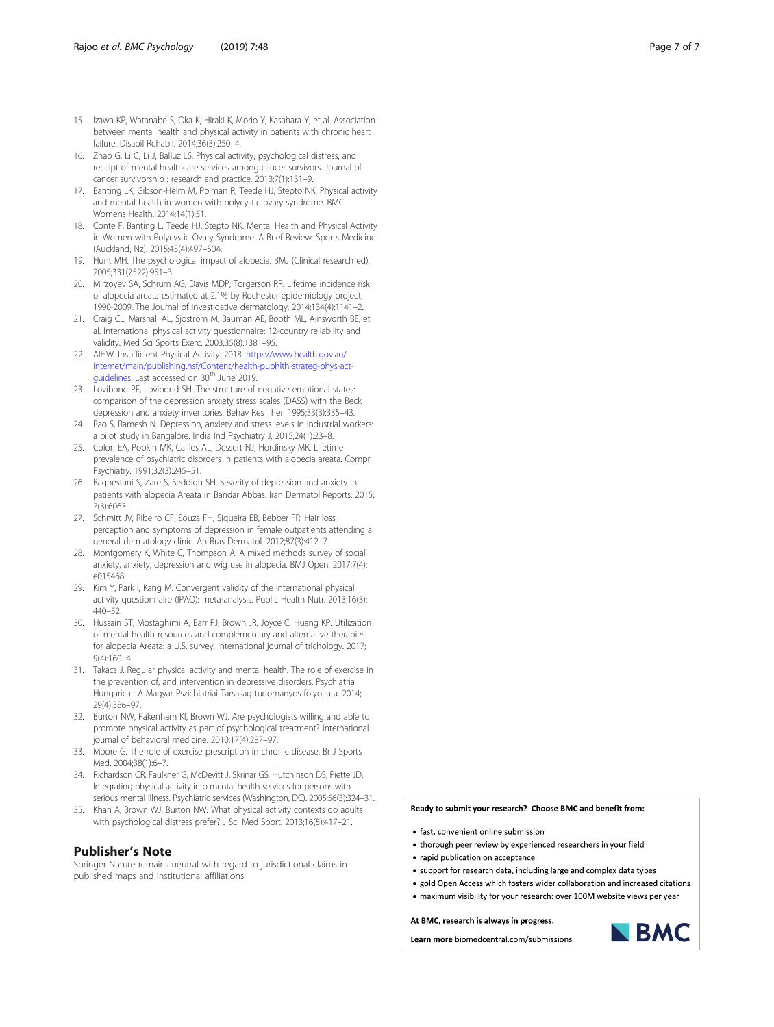15. Izawa KP, Watanabe S, Oka K, Hiraki K, Morio Y, Kasahara Y, et al. Association between mental health and physical activity in patients with chronic heart failure. Disabil Rehabil. 2014;36(3):250–4.
16. Zhao G, Li C, Li J, Balluz LS. Physical activity, psychological distress, and receipt of mental healthcare services among cancer survivors. Journal of cancer survivorship : research and practice. 2013;7(1):131–9.
17. Banting LK, Gibson-Helm M, Polman R, Teede HJ, Stepto NK. Physical activity and mental health in women with polycystic ovary syndrome. BMC Womens Health. 2014;14(1):51.
18. Conte F, Banting L, Teede HJ, Stepto NK. Mental Health and Physical Activity in Women with Polycystic Ovary Syndrome: A Brief Review. Sports Medicine (Auckland, Nz). 2015;45(4):497–504.
19. Hunt MH. The psychological impact of alopecia. BMJ (Clinical research ed). 2005;331(7522):951–3.
20. Mirzoyev SA, Schrum AG, Davis MDP, Torgerson RR. Lifetime incidence risk of alopecia areata estimated at 2.1% by Rochester epidemiology project, 1990-2009. The Journal of investigative dermatology. 2014;134(4):1141–2.
21. Craig CL, Marshall AL, Sjostrom M, Bauman AE, Booth ML, Ainsworth BE, et al. International physical activity questionnaire: 12-country reliability and validity. Med Sci Sports Exerc. 2003;35(8):1381–95.
22. AIHW. Insufficient Physical Activity. 2018. https://www.health.gov.au/internet/main/publishing.nsf/Content/health-pubhlth-strateg-phys-act-guidelines. Last accessed on 30th June 2019.
23. Lovibond PF, Lovibond SH. The structure of negative emotional states: comparison of the depression anxiety stress scales (DASS) with the Beck depression and anxiety inventories. Behav Res Ther. 1995;33(3):335–43.
24. Rao S, Ramesh N. Depression, anxiety and stress levels in industrial workers: a pilot study in Bangalore. India Ind Psychiatry J. 2015;24(1):23–8.
25. Colon EA, Popkin MK, Callies AL, Dessert NJ, Hordinsky MK. Lifetime prevalence of psychiatric disorders in patients with alopecia areata. Compr Psychiatry. 1991;32(3):245–51.
26. Baghestani S, Zare S, Seddigh SH. Severity of depression and anxiety in patients with alopecia Areata in Bandar Abbas. Iran Dermatol Reports. 2015; 7(3):6063.
27. Schmitt JV, Ribeiro CF, Souza FH, Siqueira EB, Bebber FR. Hair loss perception and symptoms of depression in female outpatients attending a general dermatology clinic. An Bras Dermatol. 2012;87(3):412–7.
28. Montgomery K, White C, Thompson A. A mixed methods survey of social anxiety, anxiety, depression and wig use in alopecia. BMJ Open. 2017;7(4): e015468.
29. Kim Y, Park I, Kang M. Convergent validity of the international physical activity questionnaire (IPAQ): meta-analysis. Public Health Nutr. 2013;16(3): 440–52.
30. Hussain ST, Mostaghimi A, Barr PJ, Brown JR, Joyce C, Huang KP. Utilization of mental health resources and complementary and alternative therapies for alopecia Areata: a U.S. survey. International journal of trichology. 2017; 9(4):160–4.
31. Takacs J. Regular physical activity and mental health. The role of exercise in the prevention of, and intervention in depressive disorders. Psychiatria Hungarica : A Magyar Pszichiatriai Tarsasag tudomanyos folyoirata. 2014; 29(4):386–97.
32. Burton NW, Pakenham KI, Brown WJ. Are psychologists willing and able to promote physical activity as part of psychological treatment? International journal of behavioral medicine. 2010;17(4):287–97.
33. Moore G. The role of exercise prescription in chronic disease. Br J Sports Med. 2004;38(1):6–7.
34. Richardson CR, Faulkner G, McDevitt J, Skrinar GS, Hutchinson DS, Piette JD. Integrating physical activity into mental health services for persons with serious mental illness. Psychiatric services (Washington, DC). 2005;56(3):324–31.
35. Khan A, Brown WJ, Burton NW. What physical activity contexts do adults with psychological distress prefer? J Sci Med Sport. 2013;16(5):417–21.

## Publisher's Note

Springer Nature remains neutral with regard to jurisdictional claims in published maps and institutional affiliations.

**Ready to submit your research? Choose BMC and benefit from:**

- fast, convenient online submission
- thorough peer review by experienced researchers in your field
- rapid publication on acceptance
- support for research data, including large and complex data types
- gold Open Access which fosters wider collaboration and increased citations
- maximum visibility for your research: over 100M website views per year

**At BMC, research is always in progress.**

**Learn more** biomedcentral.com/submissions

BMC